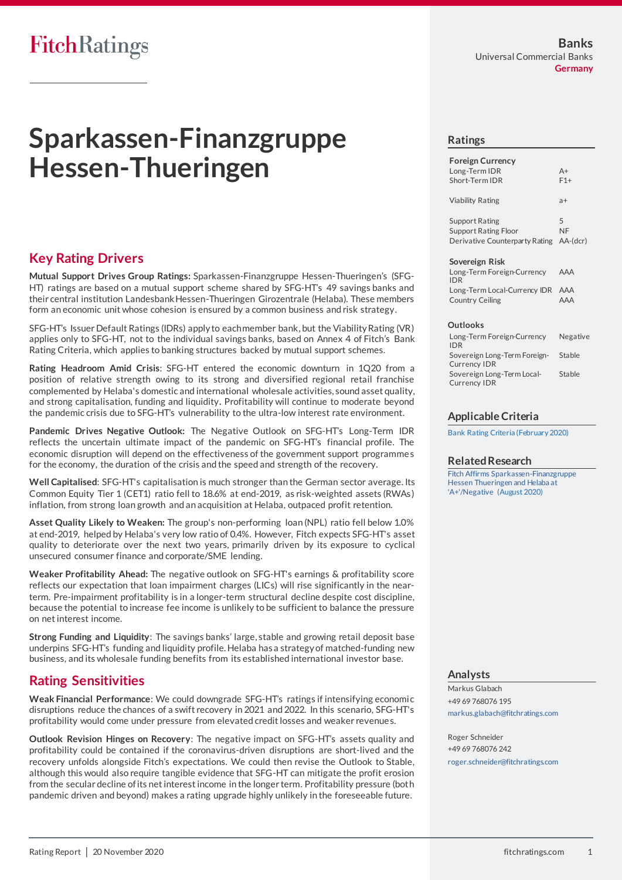FitchRatings

Banks
Universal Commercial Banks
Germany

# Sparkassen-Finanzgruppe Hessen-Thueringen

## Key Rating Drivers

**Mutual Support Drives Group Ratings:** Sparkassen-Finanzgruppe Hessen-Thueringen's (SFG-HT) ratings are based on a mutual support scheme shared by SFG-HT's 49 savings banks and their central institution Landesbank Hessen-Thueringen Girozentrale (Helaba). These members form an economic unit whose cohesion is ensured by a common business and risk strategy.

SFG-HT's Issuer Default Ratings (IDRs) apply to each member bank, but the Viability Rating (VR) applies only to SFG-HT, not to the individual savings banks, based on Annex 4 of Fitch's Bank Rating Criteria, which applies to banking structures backed by mutual support schemes.

**Rating Headroom Amid Crisis**: SFG-HT entered the economic downturn in 1Q20 from a position of relative strength owing to its strong and diversified regional retail franchise complemented by Helaba's domestic and international wholesale activities, sound asset quality, and strong capitalisation, funding and liquidity. Profitability will continue to moderate beyond the pandemic crisis due to SFG-HT's vulnerability to the ultra-low interest rate environment.

**Pandemic Drives Negative Outlook:** The Negative Outlook on SFG-HT's Long-Term IDR reflects the uncertain ultimate impact of the pandemic on SFG-HT's financial profile. The economic disruption will depend on the effectiveness of the government support programmes for the economy, the duration of the crisis and the speed and strength of the recovery.

**Well Capitalised**: SFG-HT's capitalisation is much stronger than the German sector average. Its Common Equity Tier 1 (CET1) ratio fell to 18.6% at end-2019, as risk-weighted assets (RWAs) inflation, from strong loan growth and an acquisition at Helaba, outpaced profit retention.

**Asset Quality Likely to Weaken:** The group's non-performing loan (NPL) ratio fell below 1.0% at end-2019, helped by Helaba's very low ratio of 0.4%. However, Fitch expects SFG-HT's asset quality to deteriorate over the next two years, primarily driven by its exposure to cyclical unsecured consumer finance and corporate/SME lending.

**Weaker Profitability Ahead:** The negative outlook on SFG-HT's earnings & profitability score reflects our expectation that loan impairment charges (LICs) will rise significantly in the near-term. Pre-impairment profitability is in a longer-term structural decline despite cost discipline, because the potential to increase fee income is unlikely to be sufficient to balance the pressure on net interest income.

**Strong Funding and Liquidity**: The savings banks' large, stable and growing retail deposit base underpins SFG-HT's funding and liquidity profile. Helaba has a strategy of matched-funding new business, and its wholesale funding benefits from its established international investor base.

## Rating Sensitivities

**Weak Financial Performance**: We could downgrade SFG-HT's ratings if intensifying economic disruptions reduce the chances of a swift recovery in 2021 and 2022. In this scenario, SFG-HT's profitability would come under pressure from elevated credit losses and weaker revenues.

**Outlook Revision Hinges on Recovery**: The negative impact on SFG-HT's assets quality and profitability could be contained if the coronavirus-driven disruptions are short-lived and the recovery unfolds alongside Fitch's expectations. We could then revise the Outlook to Stable, although this would also require tangible evidence that SFG-HT can mitigate the profit erosion from the secular decline of its net interest income in the longer term. Profitability pressure (both pandemic driven and beyond) makes a rating upgrade highly unlikely in the foreseeable future.

## Ratings

| Foreign Currency | |
|---|---|
| Long-Term IDR | A+ |
| Short-Term IDR | F1+ |
| Viability Rating | a+ |
| Support Rating | 5 |
| Support Rating Floor | NF |
| Derivative Counterparty Rating | AA-(dcr) |

| Sovereign Risk | |
|---|---|
| Long-Term Foreign-Currency IDR | AAA |
| Long-Term Local-Currency IDR | AAA |
| Country Ceiling | AAA |

| Outlooks | |
|---|---|
| Long-Term Foreign-Currency IDR | Negative |
| Sovereign Long-Term Foreign-Currency IDR | Stable |
| Sovereign Long-Term Local-Currency IDR | Stable |

## Applicable Criteria

Bank Rating Criteria (February 2020)

## Related Research

Fitch Affirms Sparkassen-Finanzgruppe Hessen Thueringen and Helaba at 'A+'/Negative (August 2020)

## Analysts

Markus Glabach
+49 69 768076 195
markus.glabach@fitchratings.com

Roger Schneider
+49 69 768076 242
roger.schneider@fitchratings.com

Rating Report | 20 November 2020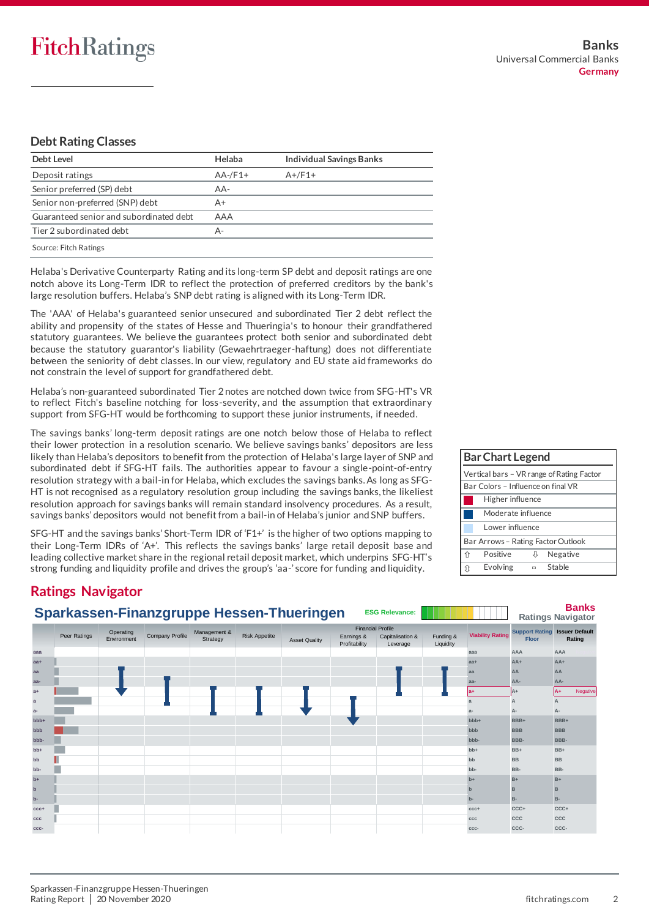## Debt Rating Classes

| Debt Level | Helaba | Individual Savings Banks |
|---|---|---|
| Deposit ratings | AA-/F1+ | A+/F1+ |
| Senior preferred (SP) debt | AA- | |
| Senior non-preferred (SNP) debt | A+ | |
| Guaranteed senior and subordinated debt | AAA | |
| Tier 2 subordinated debt | A- | |

Source: Fitch Ratings

Helaba's Derivative Counterparty Rating and its long-term SP debt and deposit ratings are one notch above its Long-Term IDR to reflect the protection of preferred creditors by the bank's large resolution buffers. Helaba's SNP debt rating is aligned with its Long-Term IDR.

The 'AAA' of Helaba's guaranteed senior unsecured and subordinated Tier 2 debt reflect the ability and propensity of the states of Hesse and Thueringia's to honour their grandfathered statutory guarantees. We believe the guarantees protect both senior and subordinated debt because the statutory guarantor's liability (Gewaehrtraeger-haftung) does not differentiate between the seniority of debt classes. In our view, regulatory and EU state aid frameworks do not constrain the level of support for grandfathered debt.

Helaba's non-guaranteed subordinated Tier 2 notes are notched down twice from SFG-HT's VR to reflect Fitch's baseline notching for loss-severity, and the assumption that extraordinary support from SFG-HT would be forthcoming to support these junior instruments, if needed.

The savings banks' long-term deposit ratings are one notch below those of Helaba to reflect their lower protection in a resolution scenario. We believe savings banks' depositors are less likely than Helaba's depositors to benefit from the protection of Helaba's large layer of SNP and subordinated debt if SFG-HT fails. The authorities appear to favour a single-point-of-entry resolution strategy with a bail-in for Helaba, which excludes the savings banks. As long as SFG-HT is not recognised as a regulatory resolution group including the savings banks, the likeliest resolution approach for savings banks will remain standard insolvency procedures. As a result, savings banks' depositors would not benefit from a bail-in of Helaba's junior and SNP buffers.

SFG-HT and the savings banks' Short-Term IDR of 'F1+' is the higher of two options mapping to their Long-Term IDRs of 'A+'. This reflects the savings banks' large retail deposit base and leading collective market share in the regional retail deposit market, which underpins SFG-HT's strong funding and liquidity profile and drives the group's 'aa-' score for funding and liquidity.

## Ratings Navigator

### Sparkassen-Finanzgruppe Hessen-Thueringen

ESG Relevance:

Banks Ratings Navigator

| | Peer Ratings | Operating Environment | Company Profile | Management & Strategy | Risk Appetite | Asset Quality | Earnings & Profitability | Capitalisation & Leverage | Funding & Liquidity | Viability Rating | Support Rating Floor | Issuer Default Rating |
|---|---|---|---|---|---|---|---|---|---|---|---|---|
| aaa | | | | | | | | | | aaa | AAA | AAA |
| aa+ | | | | | | | | | | aa+ | AA+ | AA+ |
| aa | | | | | | | | | | aa | AA | AA |
| aa- | | | | | | | | | | aa- | AA- | AA- |
| a+ | | | | | | | | | | a+ | A+ | A+ Negative |
| a | | | | | | | | | | a | A | A |
| a- | | | | | | | | | | a- | A- | A- |
| bbb+ | | | | | | | | | | bbb+ | BBB+ | BBB+ |
| bbb | | | | | | | | | | bbb | BBB | BBB |
| bbb- | | | | | | | | | | bbb- | BBB- | BBB- |
| bb+ | | | | | | | | | | bb+ | BB+ | BB+ |
| bb | | | | | | | | | | bb | BB | BB |
| bb- | | | | | | | | | | bb- | BB- | BB- |
| b+ | | | | | | | | | | b+ | B+ | B+ |
| b | | | | | | | | | | b | B | B |
| b- | | | | | | | | | | b- | B- | B- |
| ccc+ | | | | | | | | | | ccc+ | CCC+ | CCC+ |
| ccc | | | | | | | | | | ccc | CCC | CCC |
| ccc- | | | | | | | | | | ccc- | CCC- | CCC- |

**Bar Chart Legend**

Vertical bars – VR range of Rating Factor

Bar Colors – Influence on final VR

- Higher influence
- Moderate influence
- Lower influence

Bar Arrows – Rating Factor Outlook

| | | | |
|---|---|---|---|
| ⇧ | Positive | ⇩ | Negative |
| ⇳ | Evolving | ▫ | Stable |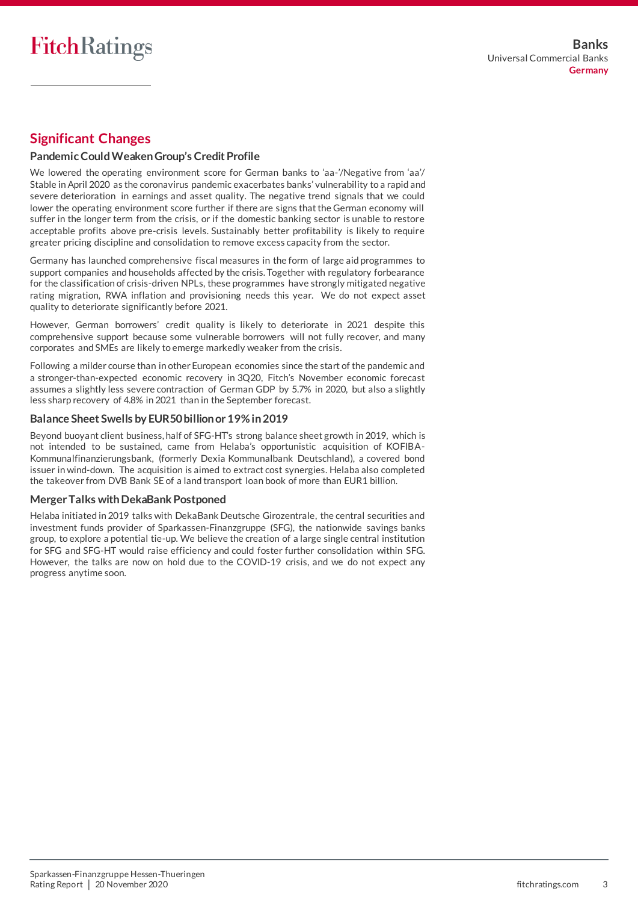## Significant Changes

### Pandemic Could Weaken Group's Credit Profile

We lowered the operating environment score for German banks to 'aa-'/Negative from 'aa'/Stable in April 2020 as the coronavirus pandemic exacerbates banks' vulnerability to a rapid and severe deterioration in earnings and asset quality. The negative trend signals that we could lower the operating environment score further if there are signs that the German economy will suffer in the longer term from the crisis, or if the domestic banking sector is unable to restore acceptable profits above pre-crisis levels. Sustainably better profitability is likely to require greater pricing discipline and consolidation to remove excess capacity from the sector.

Germany has launched comprehensive fiscal measures in the form of large aid programmes to support companies and households affected by the crisis. Together with regulatory forbearance for the classification of crisis-driven NPLs, these programmes have strongly mitigated negative rating migration, RWA inflation and provisioning needs this year. We do not expect asset quality to deteriorate significantly before 2021.

However, German borrowers' credit quality is likely to deteriorate in 2021 despite this comprehensive support because some vulnerable borrowers will not fully recover, and many corporates and SMEs are likely to emerge markedly weaker from the crisis.

Following a milder course than in other European economies since the start of the pandemic and a stronger-than-expected economic recovery in 3Q20, Fitch's November economic forecast assumes a slightly less severe contraction of German GDP by 5.7% in 2020, but also a slightly less sharp recovery of 4.8% in 2021 than in the September forecast.

### Balance Sheet Swells by EUR50 billion or 19% in 2019

Beyond buoyant client business, half of SFG-HT's strong balance sheet growth in 2019, which is not intended to be sustained, came from Helaba's opportunistic acquisition of KOFIBA-Kommunalfinanzierungsbank, (formerly Dexia Kommunalbank Deutschland), a covered bond issuer in wind-down. The acquisition is aimed to extract cost synergies. Helaba also completed the takeover from DVB Bank SE of a land transport loan book of more than EUR1 billion.

### Merger Talks with DekaBank Postponed

Helaba initiated in 2019 talks with DekaBank Deutsche Girozentrale, the central securities and investment funds provider of Sparkassen-Finanzgruppe (SFG), the nationwide savings banks group, to explore a potential tie-up. We believe the creation of a large single central institution for SFG and SFG-HT would raise efficiency and could foster further consolidation within SFG. However, the talks are now on hold due to the COVID-19 crisis, and we do not expect any progress anytime soon.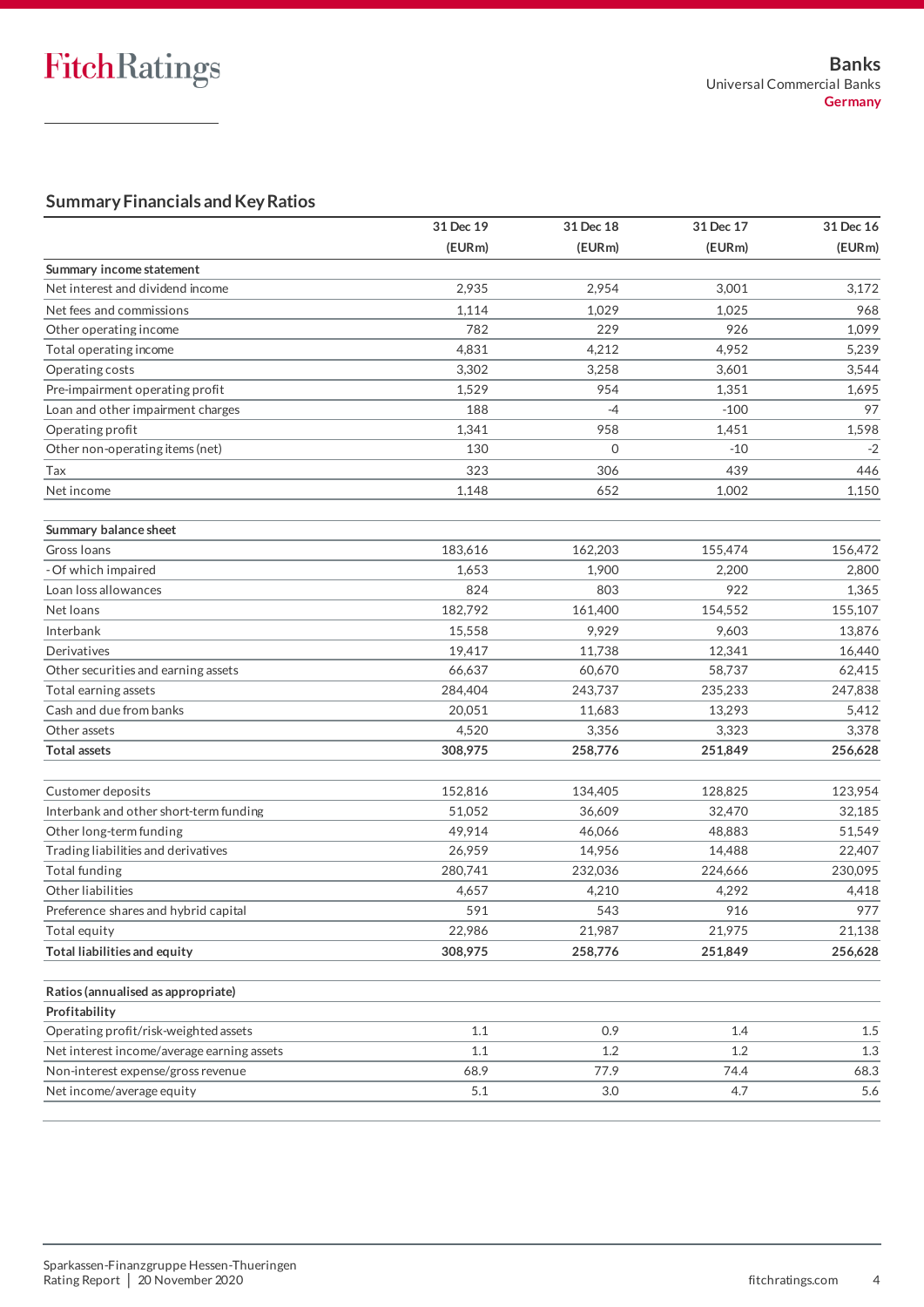## Summary Financials and Key Ratios

| | 31 Dec 19 (EURm) | 31 Dec 18 (EURm) | 31 Dec 17 (EURm) | 31 Dec 16 (EURm) |
|---|---|---|---|---|
| **Summary income statement** | | | | |
| Net interest and dividend income | 2,935 | 2,954 | 3,001 | 3,172 |
| Net fees and commissions | 1,114 | 1,029 | 1,025 | 968 |
| Other operating income | 782 | 229 | 926 | 1,099 |
| Total operating income | 4,831 | 4,212 | 4,952 | 5,239 |
| Operating costs | 3,302 | 3,258 | 3,601 | 3,544 |
| Pre-impairment operating profit | 1,529 | 954 | 1,351 | 1,695 |
| Loan and other impairment charges | 188 | -4 | -100 | 97 |
| Operating profit | 1,341 | 958 | 1,451 | 1,598 |
| Other non-operating items (net) | 130 | 0 | -10 | -2 |
| Tax | 323 | 306 | 439 | 446 |
| Net income | 1,148 | 652 | 1,002 | 1,150 |
| | | | | |
| **Summary balance sheet** | | | | |
| Gross loans | 183,616 | 162,203 | 155,474 | 156,472 |
| - Of which impaired | 1,653 | 1,900 | 2,200 | 2,800 |
| Loan loss allowances | 824 | 803 | 922 | 1,365 |
| Net loans | 182,792 | 161,400 | 154,552 | 155,107 |
| Interbank | 15,558 | 9,929 | 9,603 | 13,876 |
| Derivatives | 19,417 | 11,738 | 12,341 | 16,440 |
| Other securities and earning assets | 66,637 | 60,670 | 58,737 | 62,415 |
| Total earning assets | 284,404 | 243,737 | 235,233 | 247,838 |
| Cash and due from banks | 20,051 | 11,683 | 13,293 | 5,412 |
| Other assets | 4,520 | 3,356 | 3,323 | 3,378 |
| **Total assets** | **308,975** | **258,776** | **251,849** | **256,628** |
| | | | | |
| Customer deposits | 152,816 | 134,405 | 128,825 | 123,954 |
| Interbank and other short-term funding | 51,052 | 36,609 | 32,470 | 32,185 |
| Other long-term funding | 49,914 | 46,066 | 48,883 | 51,549 |
| Trading liabilities and derivatives | 26,959 | 14,956 | 14,488 | 22,407 |
| Total funding | 280,741 | 232,036 | 224,666 | 230,095 |
| Other liabilities | 4,657 | 4,210 | 4,292 | 4,418 |
| Preference shares and hybrid capital | 591 | 543 | 916 | 977 |
| Total equity | 22,986 | 21,987 | 21,975 | 21,138 |
| **Total liabilities and equity** | **308,975** | **258,776** | **251,849** | **256,628** |
| | | | | |
| **Ratios (annualised as appropriate)** | | | | |
| **Profitability** | | | | |
| Operating profit/risk-weighted assets | 1.1 | 0.9 | 1.4 | 1.5 |
| Net interest income/average earning assets | 1.1 | 1.2 | 1.2 | 1.3 |
| Non-interest expense/gross revenue | 68.9 | 77.9 | 74.4 | 68.3 |
| Net income/average equity | 5.1 | 3.0 | 4.7 | 5.6 |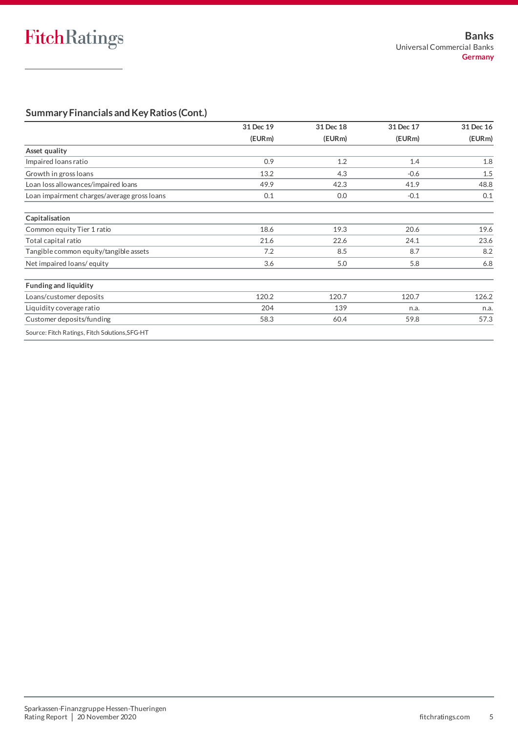## Summary Financials and Key Ratios (Cont.)

| | 31 Dec 19 (EURm) | 31 Dec 18 (EURm) | 31 Dec 17 (EURm) | 31 Dec 16 (EURm) |
|---|---|---|---|---|
| **Asset quality** | | | | |
| Impaired loans ratio | 0.9 | 1.2 | 1.4 | 1.8 |
| Growth in gross loans | 13.2 | 4.3 | -0.6 | 1.5 |
| Loan loss allowances/impaired loans | 49.9 | 42.3 | 41.9 | 48.8 |
| Loan impairment charges/average gross loans | 0.1 | 0.0 | -0.1 | 0.1 |
| | | | | |
| **Capitalisation** | | | | |
| Common equity Tier 1 ratio | 18.6 | 19.3 | 20.6 | 19.6 |
| Total capital ratio | 21.6 | 22.6 | 24.1 | 23.6 |
| Tangible common equity/tangible assets | 7.2 | 8.5 | 8.7 | 8.2 |
| Net impaired loans/ equity | 3.6 | 5.0 | 5.8 | 6.8 |
| | | | | |
| **Funding and liquidity** | | | | |
| Loans/customer deposits | 120.2 | 120.7 | 120.7 | 126.2 |
| Liquidity coverage ratio | 204 | 139 | n.a. | n.a. |
| Customer deposits/funding | 58.3 | 60.4 | 59.8 | 57.3 |

Source: Fitch Ratings, Fitch Solutions,SFG-HT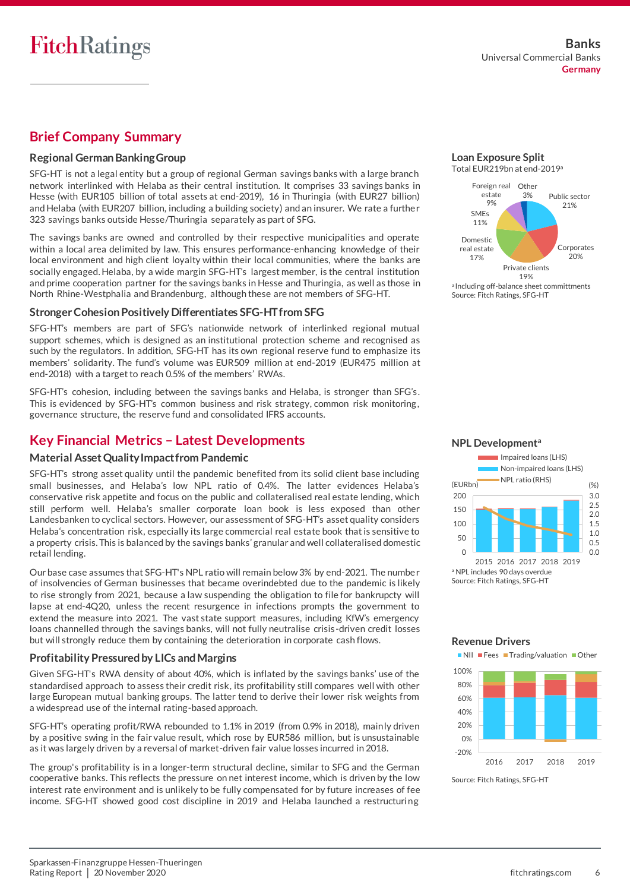## Brief Company Summary

### Regional German Banking Group

SFG-HT is not a legal entity but a group of regional German savings banks with a large branch network interlinked with Helaba as their central institution. It comprises 33 savings banks in Hesse (with EUR105 billion of total assets at end-2019), 16 in Thuringia (with EUR27 billion) and Helaba (with EUR207 billion, including a building society) and an insurer. We rate a further 323 savings banks outside Hesse/Thuringia separately as part of SFG.

The savings banks are owned and controlled by their respective municipalities and operate within a local area delimited by law. This ensures performance-enhancing knowledge of their local environment and high client loyalty within their local communities, where the banks are socially engaged. Helaba, by a wide margin SFG-HT's largest member, is the central institution and prime cooperation partner for the savings banks in Hesse and Thuringia, as well as those in North Rhine-Westphalia and Brandenburg, although these are not members of SFG-HT.

### Stronger Cohesion Positively Differentiates SFG-HT from SFG

SFG-HT's members are part of SFG's nationwide network of interlinked regional mutual support schemes, which is designed as an institutional protection scheme and recognised as such by the regulators. In addition, SFG-HT has its own regional reserve fund to emphasize its members' solidarity. The fund's volume was EUR509 million at end-2019 (EUR475 million at end-2018) with a target to reach 0.5% of the members' RWAs.

SFG-HT's cohesion, including between the savings banks and Helaba, is stronger than SFG's. This is evidenced by SFG-HT's common business and risk strategy, common risk monitoring, governance structure, the reserve fund and consolidated IFRS accounts.

**Loan Exposure Split**

Total EUR219bn at end-2019[a]

| Segment | Share |
|---|---|
| Public sector | 21% |
| Corporates | 20% |
| Private clients | 19% |
| Domestic real estate | 17% |
| SMEs | 11% |
| Foreign real estate | 9% |
| Other | 3% |

[a] Including off-balance sheet committments
Source: Fitch Ratings, SFG-HT

## Key Financial Metrics – Latest Developments

### Material Asset Quality Impact from Pandemic

SFG-HT's strong asset quality until the pandemic benefited from its solid client base including small businesses, and Helaba's low NPL ratio of 0.4%. The latter evidences Helaba's conservative risk appetite and focus on the public and collateralised real estate lending, which still perform well. Helaba's smaller corporate loan book is less exposed than other Landesbanken to cyclical sectors. However, our assessment of SFG-HT's asset quality considers Helaba's concentration risk, especially its large commercial real estate book that is sensitive to a property crisis. This is balanced by the savings banks' granular and well collateralised domestic retail lending.

Our base case assumes that SFG-HT's NPL ratio will remain below 3% by end-2021. The number of insolvencies of German businesses that became overindebted due to the pandemic is likely to rise strongly from 2021, because a law suspending the obligation to file for bankruptcy will lapse at end-4Q20, unless the recent resurgence in infections prompts the government to extend the measure into 2021. The vast state support measures, including KfW's emergency loans channelled through the savings banks, will not fully neutralise crisis-driven credit losses but will strongly reduce them by containing the deterioration in corporate cash flows.

**NPL Development[a]**

Impaired loans (LHS); Non-impaired loans (LHS); NPL ratio (RHS)

(EURbn) 0–200; (%) 0.0–3.0; 2015–2019

[a] NPL includes 90 days overdue
Source: Fitch Ratings, SFG-HT

### Profitability Pressured by LICs and Margins

Given SFG-HT's RWA density of about 40%, which is inflated by the savings banks' use of the standardised approach to assess their credit risk, its profitability still compares well with other large European mutual banking groups. The latter tend to derive their lower risk weights from a widespread use of the internal rating-based approach.

SFG-HT's operating profit/RWA rebounded to 1.1% in 2019 (from 0.9% in 2018), mainly driven by a positive swing in the fair value result, which rose by EUR586 million, but is unsustainable as it was largely driven by a reversal of market-driven fair value losses incurred in 2018.

The group's profitability is in a longer-term structural decline, similar to SFG and the German cooperative banks. This reflects the pressure on net interest income, which is driven by the low interest rate environment and is unlikely to be fully compensated for by future increases of fee income. SFG-HT showed good cost discipline in 2019 and Helaba launched a restructuring

**Revenue Drivers**

NII; Fees; Trading/valuation; Other

-20% to 100%; 2016–2019

Source: Fitch Ratings, SFG-HT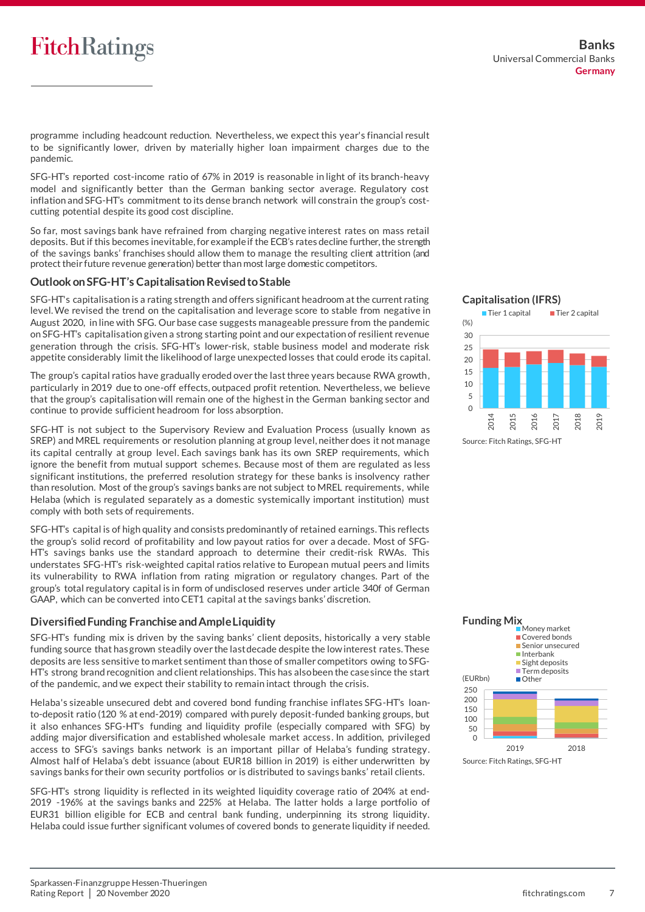programme including headcount reduction. Nevertheless, we expect this year's financial result to be significantly lower, driven by materially higher loan impairment charges due to the pandemic.

SFG-HT's reported cost-income ratio of 67% in 2019 is reasonable in light of its branch-heavy model and significantly better than the German banking sector average. Regulatory cost inflation and SFG-HT's commitment to its dense branch network will constrain the group's cost-cutting potential despite its good cost discipline.

So far, most savings bank have refrained from charging negative interest rates on mass retail deposits. But if this becomes inevitable, for example if the ECB's rates decline further, the strength of the savings banks' franchises should allow them to manage the resulting client attrition (and protect their future revenue generation) better than most large domestic competitors.

## Outlook on SFG-HT's Capitalisation Revised to Stable

SFG-HT's capitalisation is a rating strength and offers significant headroom at the current rating level. We revised the trend on the capitalisation and leverage score to stable from negative in August 2020, in line with SFG. Our base case suggests manageable pressure from the pandemic on SFG-HT's capitalisation given a strong starting point and our expectation of resilient revenue generation through the crisis. SFG-HT's lower-risk, stable business model and moderate risk appetite considerably limit the likelihood of large unexpected losses that could erode its capital.

The group's capital ratios have gradually eroded over the last three years because RWA growth, particularly in 2019 due to one-off effects, outpaced profit retention. Nevertheless, we believe that the group's capitalisation will remain one of the highest in the German banking sector and continue to provide sufficient headroom for loss absorption.

SFG-HT is not subject to the Supervisory Review and Evaluation Process (usually known as SREP) and MREL requirements or resolution planning at group level, neither does it not manage its capital centrally at group level. Each savings bank has its own SREP requirements, which ignore the benefit from mutual support schemes. Because most of them are regulated as less significant institutions, the preferred resolution strategy for these banks is insolvency rather than resolution. Most of the group's savings banks are not subject to MREL requirements, while Helaba (which is regulated separately as a domestic systemically important institution) must comply with both sets of requirements.

SFG-HT's capital is of high quality and consists predominantly of retained earnings. This reflects the group's solid record of profitability and low payout ratios for over a decade. Most of SFG-HT's savings banks use the standard approach to determine their credit-risk RWAs. This understates SFG-HT's risk-weighted capital ratios relative to European mutual peers and limits its vulnerability to RWA inflation from rating migration or regulatory changes. Part of the group's total regulatory capital is in form of undisclosed reserves under article 340f of German GAAP, which can be converted into CET1 capital at the savings banks' discretion.

**Capitalisation (IFRS)**

Source: Fitch Ratings, SFG-HT

## Diversified Funding Franchise and Ample Liquidity

SFG-HT's funding mix is driven by the saving banks' client deposits, historically a very stable funding source that has grown steadily over the last decade despite the low interest rates. These deposits are less sensitive to market sentiment than those of smaller competitors owing to SFG-HT's strong brand recognition and client relationships. This has also been the case since the start of the pandemic, and we expect their stability to remain intact through the crisis.

Helaba's sizeable unsecured debt and covered bond funding franchise inflates SFG-HT's loan-to-deposit ratio (120 % at end-2019) compared with purely deposit-funded banking groups, but it also enhances SFG-HT's funding and liquidity profile (especially compared with SFG) by adding major diversification and established wholesale market access. In addition, privileged access to SFG's savings banks network is an important pillar of Helaba's funding strategy. Almost half of Helaba's debt issuance (about EUR18 billion in 2019) is either underwritten by savings banks for their own security portfolios or is distributed to savings banks' retail clients.

SFG-HT's strong liquidity is reflected in its weighted liquidity coverage ratio of 204% at end-2019 -196% at the savings banks and 225% at Helaba. The latter holds a large portfolio of EUR31 billion eligible for ECB and central bank funding, underpinning its strong liquidity. Helaba could issue further significant volumes of covered bonds to generate liquidity if needed.

**Funding Mix**

Source: Fitch Ratings, SFG-HT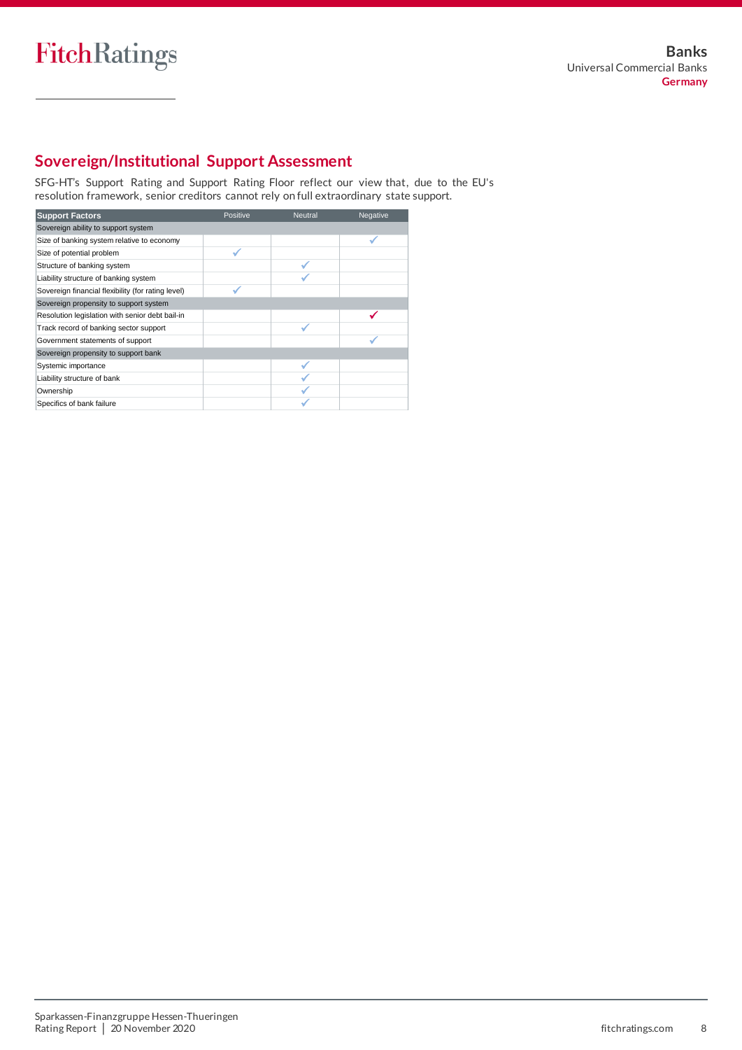## Sovereign/Institutional Support Assessment

SFG-HT's Support Rating and Support Rating Floor reflect our view that, due to the EU's resolution framework, senior creditors cannot rely on full extraordinary state support.

| Support Factors | Positive | Neutral | Negative |
|---|---|---|---|
| **Sovereign ability to support system** | | | |
| Size of banking system relative to economy | | | ✓ |
| Size of potential problem | ✓ | | |
| Structure of banking system | | ✓ | |
| Liability structure of banking system | | ✓ | |
| Sovereign financial flexibility (for rating level) | ✓ | | |
| **Sovereign propensity to support system** | | | |
| Resolution legislation with senior debt bail-in | | | ✓ |
| Track record of banking sector support | | ✓ | |
| Government statements of support | | | ✓ |
| **Sovereign propensity to support bank** | | | |
| Systemic importance | | ✓ | |
| Liability structure of bank | | ✓ | |
| Ownership | | ✓ | |
| Specifics of bank failure | | ✓ | |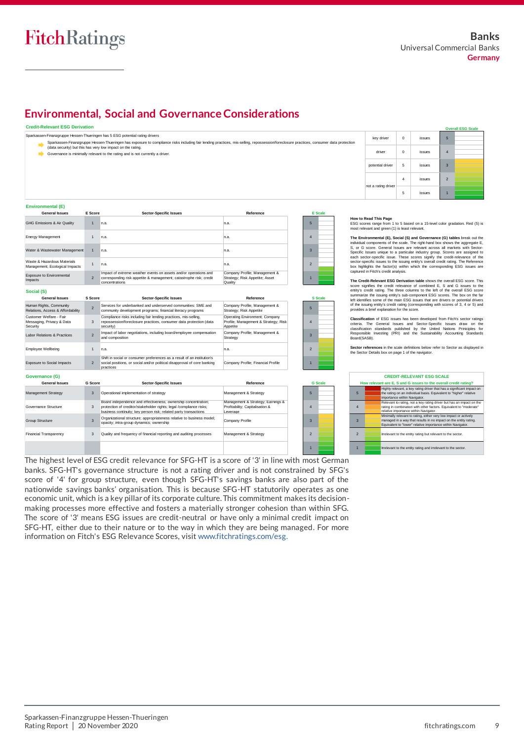## Environmental, Social and Governance Considerations

### Credit-Relevant ESG Derivation

Sparkassen-Finanzgruppe Hessen-Thueringen has 5 ESG potential rating drivers

- Sparkassen-Finanzgruppe Hessen-Thueringen has exposure to compliance risks including fair lending practices, mis-selling, repossession/foreclosure practices, consumer data protection (data security) but this has very low impact on the rating.
- Governance is minimally relevant to the rating and is not currently a driver.

| | | | Overall ESG Scale |
|---|---|---|---|
| key driver | 0 | issues | 5 |
| driver | 0 | issues | 4 |
| potential driver | 5 | issues | 3 |
| not a rating driver | 4 | issues | 2 |
| | 5 | issues | 1 |

### Environmental (E)

| General Issues | E Score | Sector-Specific Issues | Reference |
|---|---|---|---|
| GHG Emissions & Air Quality | 1 | n.a. | n.a. |
| Energy Management | 1 | n.a. | n.a. |
| Water & Wastewater Management | 1 | n.a. | n.a. |
| Waste & Hazardous Materials Management; Ecological Impacts | 1 | n.a. | n.a. |
| Exposure to Environmental Impacts | 2 | Impact of extreme weather events on assets and/or operations and corresponding risk appetite & management; catastrophe risk; credit concentrations | Company Profile; Management & Strategy; Risk Appetite; Asset Quality |

### Social (S)

| General Issues | S Score | Sector-Specific Issues | Reference |
|---|---|---|---|
| Human Rights, Community Relations, Access & Affordability | 2 | Services for underbanked and underserved communities: SME and community development programs; financial literacy programs | Company Profile; Management & Strategy; Risk Appetite |
| Customer Welfare - Fair Messaging, Privacy & Data Security | 3 | Compliance risks including fair lending practices, mis-selling, repossession/foreclosure practices, consumer data protection (data security) | Operating Environment; Company Profile; Management & Strategy; Risk Appetite |
| Labor Relations & Practices | 2 | Impact of labor negotiations, including board/employee compensation and composition | Company Profile; Management & Strategy |
| Employee Wellbeing | 1 | n.a. | n.a. |
| Exposure to Social Impacts | 2 | Shift in social or consumer preferences as a result of an institution's social positions, or social and/or political disapproval of core banking practices | Company Profile; Financial Profile |

### Governance (G)

| General Issues | G Score | Sector-Specific Issues | Reference |
|---|---|---|---|
| Management Strategy | 3 | Operational implementation of strategy | Management & Strategy |
| Governance Structure | 3 | Board independence and effectiveness; ownership concentration; protection of creditor/stakeholder rights; legal /compliance risks; business continuity; key person risk; related party transactions | Management & Strategy; Earnings & Profitability; Capitalisation & Leverage |
| Group Structure | 3 | Organizational structure; appropriateness relative to business model; opacity; intra-group dynamics; ownership | Company Profile |
| Financial Transparency | 3 | Quality and frequency of financial reporting and auditing processes | Management & Strategy |

**How to Read This Page**
ESG scores range from 1 to 5 based on a 15-level color gradation. Red (5) is most relevant and green (1) is least relevant.

**The Environmental (E), Social (S) and Governance (G) tables** break out the individual components of the scale. The right-hand box shows the aggregate E, S, or G score. General Issues are relevant across all markets with Sector-Specific Issues unique to a particular industry group. Scores are assigned to each sector-specific issue. These scores signify the credit-relevance of the sector-specific issues to the issuing entity's overall credit rating. The Reference box highlights the factor(s) within which the corresponding ESG issues are captured in Fitch's credit analysis.

**The Credit-Relevant ESG Derivation table** shows the overall ESG score. This score signifies the credit relevance of combined E, S and G issues to the entity's credit rating. The three columns to the left of the overall ESG score summarize the issuing entity's sub-component ESG scores. The box on the far left identifies some of the main ESG issues that are drivers or potential drivers of the issuing entity's credit rating (corresponding with scores of 3, 4 or 5) and provides a brief explanation for the score.

**Classification** of ESG issues has been developed from Fitch's sector ratings criteria. The General Issues and Sector-Specific Issues draw on the classification standards published by the United Nations Principles for Responsible Investing (PRI) and the Sustainability Accounting Standards Board(SASB).

**Sector references** in the scale definitions below refer to Sector as displayed in the Sector Details box on page 1 of the navigator.

### CREDIT-RELEVANT ESG SCALE

**How relevant are E, S and G issues to the overall credit rating?**

| Score | Description |
|---|---|
| 5 | Highly relevant, a key rating driver that has a significant impact on the rating on an individual basis. Equivalent to "higher" relative importance within Navigator. |
| 4 | Relevant to rating, not a key rating driver but has an impact on the rating in combination with other factors. Equivalent to "moderate" relative importance within Navigator. |
| 3 | Minimally relevant to rating, either very low impact or actively managed in a way that results in no impact on the entity rating. Equivalent to "lower" relative importance within Navigator. |
| 2 | Irrelevant to the entity rating but relevant to the sector. |
| 1 | Irrelevant to the entity rating and irrelevant to the sector. |

The highest level of ESG credit relevance for SFG-HT is a score of '3' in line with most German banks. SFG-HT's governance structure is not a rating driver and is not constrained by SFG's score of '4' for group structure, even though SFG-HT's savings banks are also part of the nationwide savings banks' organisation. This is because SFG-HT statutorily operates as one economic unit, which is a key pillar of its corporate culture. This commitment makes its decision-making processes more effective and fosters a materially stronger cohesion than within SFG. The score of '3' means ESG issues are credit-neutral or have only a minimal credit impact on SFG-HT, either due to their nature or to the way in which they are being managed. For more information on Fitch's ESG Relevance Scores, visit www.fitchratings.com/esg.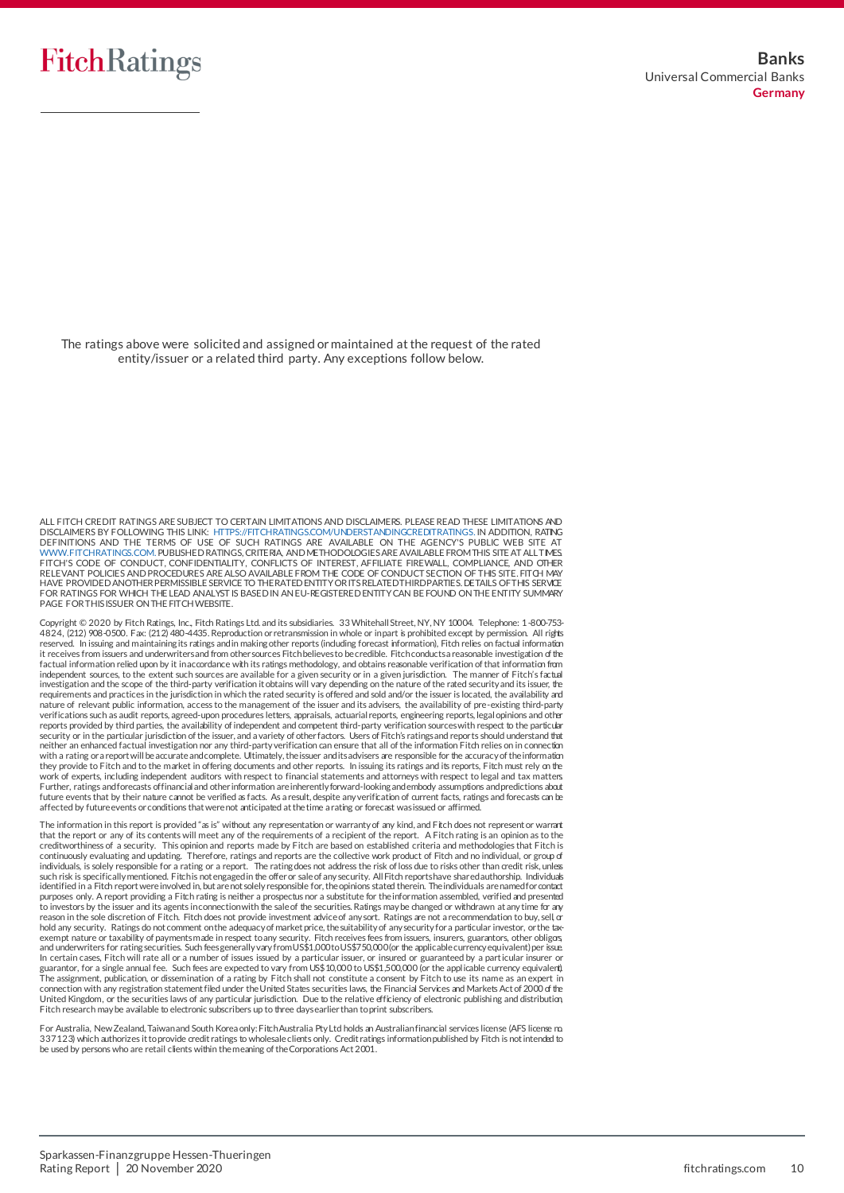The ratings above were solicited and assigned or maintained at the request of the rated entity/issuer or a related third party. Any exceptions follow below.

ALL FITCH CREDIT RATINGS ARE SUBJECT TO CERTAIN LIMITATIONS AND DISCLAIMERS. PLEASE READ THESE LIMITATIONS AND DISCLAIMERS BY FOLLOWING THIS LINK: HTTPS://FITCHRATINGS.COM/UNDERSTANDINGCREDITRATINGS. IN ADDITION, RATING DEFINITIONS AND THE TERMS OF USE OF SUCH RATINGS ARE AVAILABLE ON THE AGENCY'S PUBLIC WEB SITE AT WWW.FITCHRATINGS.COM. PUBLISHED RATINGS, CRITERIA, AND METHODOLOGIES ARE AVAILABLE FROM THIS SITE AT ALL TIMES. FITCH'S CODE OF CONDUCT, CONFIDENTIALITY, CONFLICTS OF INTEREST, AFFILIATE FIREWALL, COMPLIANCE, AND OTHER RELEVANT POLICIES AND PROCEDURES ARE ALSO AVAILABLE FROM THE CODE OF CONDUCT SECTION OF THIS SITE. FITCH MAY HAVE PROVIDED ANOTHER PERMISSIBLE SERVICE TO THE RATED ENTITY OR ITS RELATED THIRD PARTIES. DETAILS OF THIS SERVICE FOR RATINGS FOR WHICH THE LEAD ANALYST IS BASED IN AN EU-REGISTERED ENTITY CAN BE FOUND ON THE ENTITY SUMMARY PAGE FOR THIS ISSUER ON THE FITCH WEBSITE.

Copyright © 2020 by Fitch Ratings, Inc., Fitch Ratings Ltd. and its subsidiaries. 33 Whitehall Street, NY, NY 10004. Telephone: 1-800-753-4824, (212) 908-0500. Fax: (212) 480-4435. Reproduction or retransmission in whole or in part is prohibited except by permission. All rights reserved. In issuing and maintaining its ratings and in making other reports (including forecast information), Fitch relies on factual information it receives from issuers and underwriters and from other sources Fitch believes to be credible. Fitch conducts a reasonable investigation of the factual information relied upon by it in accordance with its ratings methodology, and obtains reasonable verification of that information from independent sources, to the extent such sources are available for a given security or in a given jurisdiction. The manner of Fitch's factual investigation and the scope of the third-party verification it obtains will vary depending on the nature of the rated security and its issuer, the requirements and practices in the jurisdiction in which the rated security is offered and sold and/or the issuer is located, the availability and nature of relevant public information, access to the management of the issuer and its advisers, the availability of pre-existing third-party verifications such as audit reports, agreed-upon procedures letters, appraisals, actuarial reports, engineering reports, legal opinions and other reports provided by third parties, the availability of independent and competent third-party verification sources with respect to the particular security or in the particular jurisdiction of the issuer, and a variety of other factors. Users of Fitch's ratings and reports should understand that neither an enhanced factual investigation nor any third-party verification can ensure that all of the information Fitch relies on in connection with a rating or a report will be accurate and complete. Ultimately, the issuer and its advisers are responsible for the accuracy of the information they provide to Fitch and to the market in offering documents and other reports. In issuing its ratings and its reports, Fitch must rely on the work of experts, including independent auditors with respect to financial statements and attorneys with respect to legal and tax matters. Further, ratings and forecasts of financial and other information are inherently forward-looking and embody assumptions and predictions about future events that by their nature cannot be verified as facts. As a result, despite any verification of current facts, ratings and forecasts can be affected by future events or conditions that were not anticipated at the time a rating or forecast was issued or affirmed.

The information in this report is provided "as is" without any representation or warranty of any kind, and Fitch does not represent or warrant that the report or any of its contents will meet any of the requirements of a recipient of the report. A Fitch rating is an opinion as to the creditworthiness of a security. This opinion and reports made by Fitch are based on established criteria and methodologies that Fitch is continuously evaluating and updating. Therefore, ratings and reports are the collective work product of Fitch and no individual, or group of individuals, is solely responsible for a rating or a report. The rating does not address the risk of loss due to risks other than credit risk, unless such risk is specifically mentioned. Fitch is not engaged in the offer or sale of any security. All Fitch reports have shared authorship. Individuals identified in a Fitch report were involved in, but are not solely responsible for, the opinions stated therein. The individuals are named for contact purposes only. A report providing a Fitch rating is neither a prospectus nor a substitute for the information assembled, verified and presented to investors by the issuer and its agents in connection with the sale of the securities. Ratings may be changed or withdrawn at any time for any reason in the sole discretion of Fitch. Fitch does not provide investment advice of any sort. Ratings are not a recommendation to buy, sell, or hold any security. Ratings do not comment on the adequacy of market price, the suitability of any security for a particular investor, or the tax-exempt nature or taxability of payments made in respect to any security. Fitch receives fees from issuers, insurers, guarantors, other obligors, and underwriters for rating securities. Such fees generally vary from US$1,000 to US$750,000 (or the applicable currency equivalent) per issue. In certain cases, Fitch will rate all or a number of issues issued by a particular issuer, or insured or guaranteed by a particular insurer or guarantor, for a single annual fee. Such fees are expected to vary from US$10,000 to US$1,500,000 (or the applicable currency equivalent). The assignment, publication, or dissemination of a rating by Fitch shall not constitute a consent by Fitch to use its name as an expert in connection with any registration statement filed under the United States securities laws, the Financial Services and Markets Act of 2000 of the United Kingdom, or the securities laws of any particular jurisdiction. Due to the relative efficiency of electronic publishing and distribution, Fitch research may be available to electronic subscribers up to three days earlier than to print subscribers.

For Australia, New Zealand, Taiwan and South Korea only: Fitch Australia Pty Ltd holds an Australian financial services license (AFS license no. 337123) which authorizes it to provide credit ratings to wholesale clients only. Credit ratings information published by Fitch is not intended to be used by persons who are retail clients within the meaning of the Corporations Act 2001.